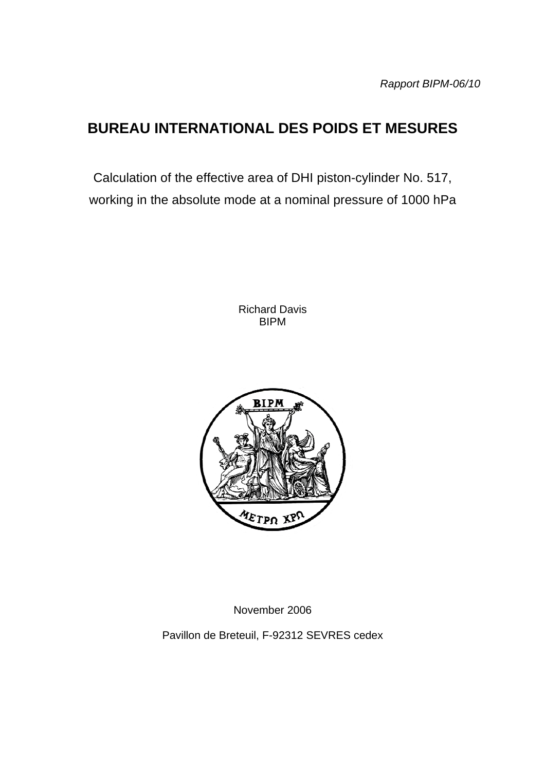*Rapport BIPM-06/10*

# BUREAU INTERNATIONAL DES POIDS ET MESURES

Calculation of the effective area of DHI piston-cylinder No. 517, working in the absolute mode at a nominal pressure of 1000 hPa

Richard Davis
BIPM

November 2006

Pavillon de Breteuil, F-92312 SEVRES cedex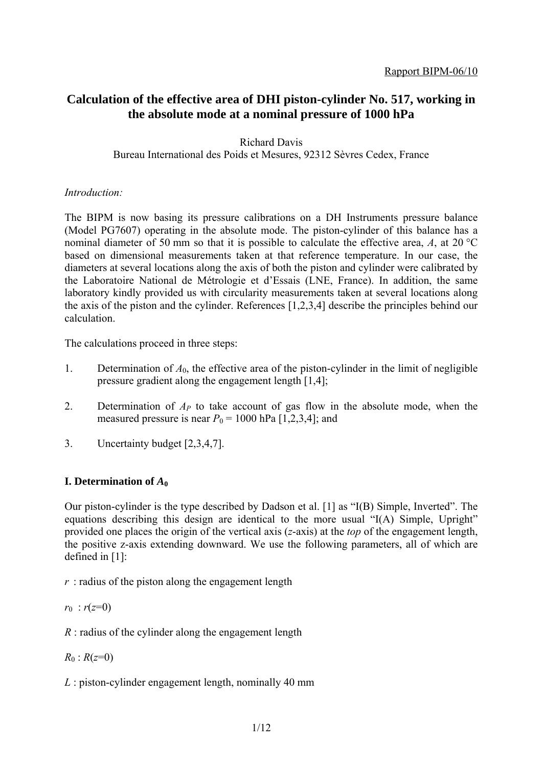Rapport BIPM-06/10

# Calculation of the effective area of DHI piston-cylinder No. 517, working in the absolute mode at a nominal pressure of 1000 hPa

Richard Davis
Bureau International des Poids et Mesures, 92312 Sèvres Cedex, France

*Introduction:*

The BIPM is now basing its pressure calibrations on a DH Instruments pressure balance (Model PG7607) operating in the absolute mode. The piston-cylinder of this balance has a nominal diameter of 50 mm so that it is possible to calculate the effective area, $A$, at 20 °C based on dimensional measurements taken at that reference temperature. In our case, the diameters at several locations along the axis of both the piston and cylinder were calibrated by the Laboratoire National de Métrologie et d'Essais (LNE, France). In addition, the same laboratory kindly provided us with circularity measurements taken at several locations along the axis of the piston and the cylinder. References [1,2,3,4] describe the principles behind our calculation.

The calculations proceed in three steps:

1. Determination of $A_0$, the effective area of the piston-cylinder in the limit of negligible pressure gradient along the engagement length [1,4];
2. Determination of $A_P$ to take account of gas flow in the absolute mode, when the measured pressure is near $P_0$ = 1000 hPa [1,2,3,4]; and
3. Uncertainty budget [2,3,4,7].

## I. Determination of $A_0$

Our piston-cylinder is the type described by Dadson et al. [1] as "I(B) Simple, Inverted". The equations describing this design are identical to the more usual "I(A) Simple, Upright" provided one places the origin of the vertical axis ($z$-axis) at the *top* of the engagement length, the positive z-axis extending downward. We use the following parameters, all of which are defined in [1]:

$r$ : radius of the piston along the engagement length

$r_0$ : $r(z=0)$

$R$ : radius of the cylinder along the engagement length

$R_0$ : $R(z=0)$

$L$ : piston-cylinder engagement length, nominally 40 mm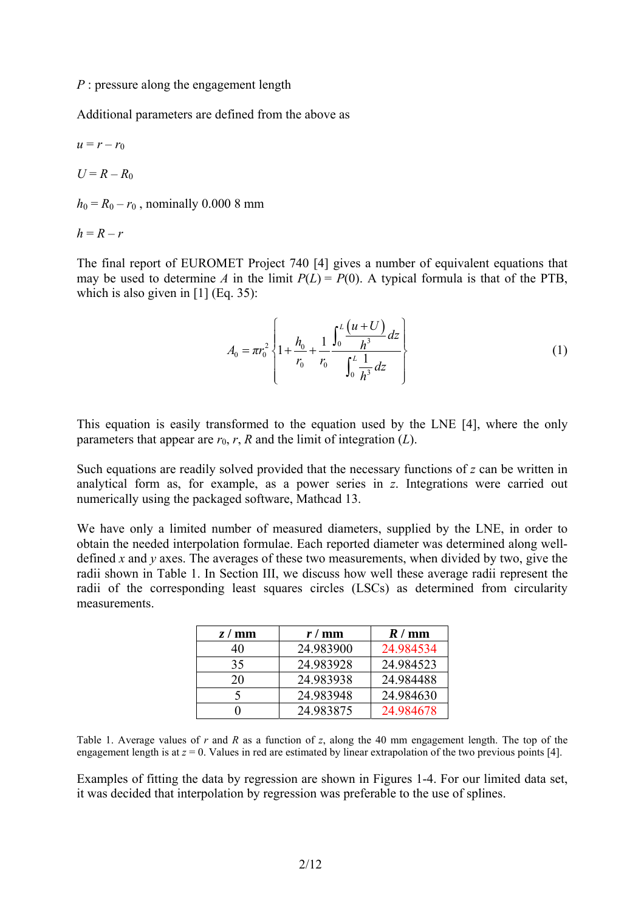$P$ : pressure along the engagement length

Additional parameters are defined from the above as

$u = r - r_0$

$U = R - R_0$

$h_0 = R_0 - r_0$ , nominally 0.000 8 mm

$h = R - r$

The final report of EUROMET Project 740 [4] gives a number of equivalent equations that may be used to determine $A$ in the limit $P(L) = P(0)$. A typical formula is that of the PTB, which is also given in [1] (Eq. 35):

$$A_0 = \pi r_0^2 \left\{ 1 + \frac{h_0}{r_0} + \frac{1}{r_0} \frac{\int_0^L \frac{(u+U)}{h^3} dz}{\int_0^L \frac{1}{h^3} dz} \right\} \tag{1}$$

This equation is easily transformed to the equation used by the LNE [4], where the only parameters that appear are $r_0$, $r$, $R$ and the limit of integration ($L$).

Such equations are readily solved provided that the necessary functions of $z$ can be written in analytical form as, for example, as a power series in $z$. Integrations were carried out numerically using the packaged software, Mathcad 13.

We have only a limited number of measured diameters, supplied by the LNE, in order to obtain the needed interpolation formulae. Each reported diameter was determined along well-defined $x$ and $y$ axes. The averages of these two measurements, when divided by two, give the radii shown in Table 1. In Section III, we discuss how well these average radii represent the radii of the corresponding least squares circles (LSCs) as determined from circularity measurements.

| $z$ / mm | $r$ / mm | $R$ / mm |
|---|---|---|
| 40 | 24.983900 | 24.984534 |
| 35 | 24.983928 | 24.984523 |
| 20 | 24.983938 | 24.984488 |
| 5 | 24.983948 | 24.984630 |
| 0 | 24.983875 | 24.984678 |

Table 1. Average values of $r$ and $R$ as a function of $z$, along the 40 mm engagement length. The top of the engagement length is at $z = 0$. Values in red are estimated by linear extrapolation of the two previous points [4].

Examples of fitting the data by regression are shown in Figures 1-4. For our limited data set, it was decided that interpolation by regression was preferable to the use of splines.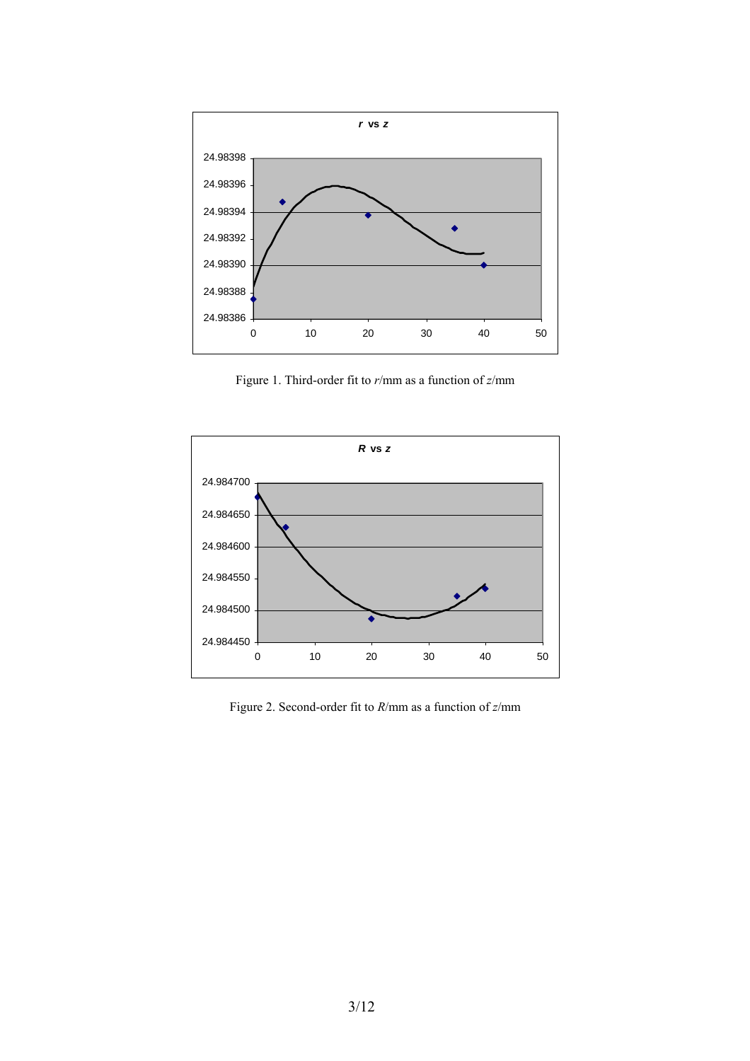Figure 1. Third-order fit to $r$/mm as a function of $z$/mm

Figure 2. Second-order fit to $R$/mm as a function of $z$/mm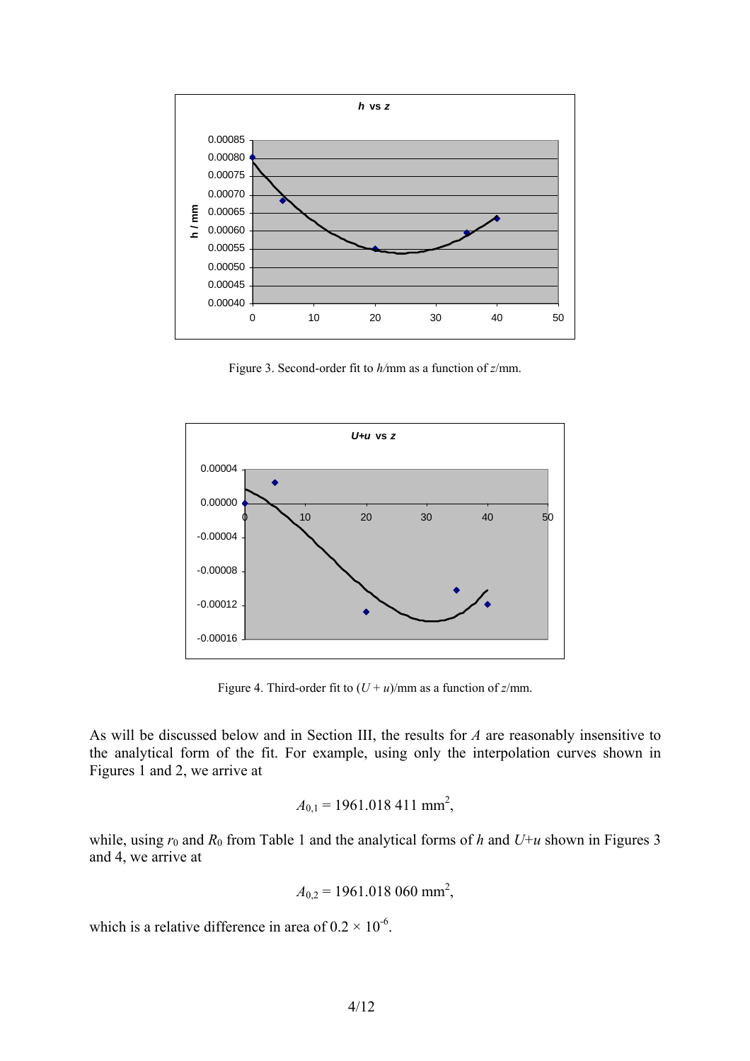Figure 3. Second-order fit to *h*/mm as a function of *z*/mm.

Figure 4. Third-order fit to $(U + u)$/mm as a function of *z*/mm.

As will be discussed below and in Section III, the results for $A$ are reasonably insensitive to the analytical form of the fit. For example, using only the interpolation curves shown in Figures 1 and 2, we arrive at

$$A_{0,1} = 1961.018\,411 \text{ mm}^2,$$

while, using $r_0$ and $R_0$ from Table 1 and the analytical forms of $h$ and $U$+$u$ shown in Figures 3 and 4, we arrive at

$$A_{0,2} = 1961.018\,060 \text{ mm}^2,$$

which is a relative difference in area of $0.2 \times 10^{-6}$.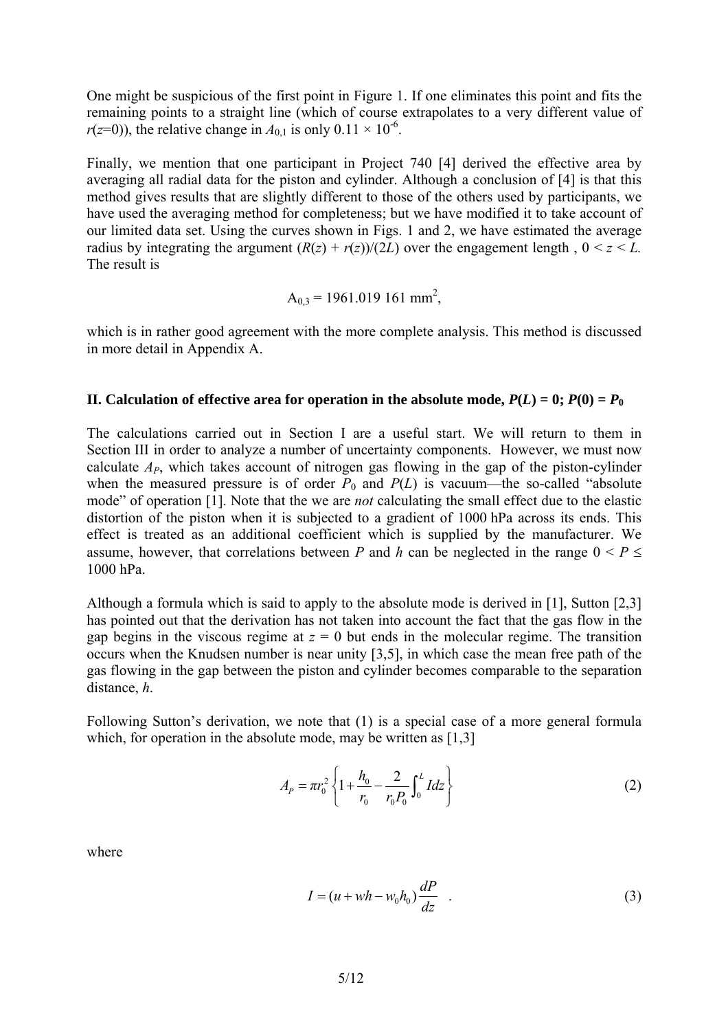One might be suspicious of the first point in Figure 1. If one eliminates this point and fits the remaining points to a straight line (which of course extrapolates to a very different value of $r(z=0)$), the relative change in $A_{0,1}$ is only $0.11 \times 10^{-6}$.

Finally, we mention that one participant in Project 740 [4] derived the effective area by averaging all radial data for the piston and cylinder. Although a conclusion of [4] is that this method gives results that are slightly different to those of the others used by participants, we have used the averaging method for completeness; but we have modified it to take account of our limited data set. Using the curves shown in Figs. 1 and 2, we have estimated the average radius by integrating the argument $(R(z) + r(z))/(2L)$ over the engagement length , $0 < z < L$. The result is

$$A_{0,3} = 1961.019\ 161\ \text{mm}^2,$$

which is in rather good agreement with the more complete analysis. This method is discussed in more detail in Appendix A.

## II. Calculation of effective area for operation in the absolute mode, $P(L) = 0$; $P(0) = P_0$

The calculations carried out in Section I are a useful start. We will return to them in Section III in order to analyze a number of uncertainty components. However, we must now calculate $A_P$, which takes account of nitrogen gas flowing in the gap of the piston-cylinder when the measured pressure is of order $P_0$ and $P(L)$ is vacuum—the so-called "absolute mode" of operation [1]. Note that the we are *not* calculating the small effect due to the elastic distortion of the piston when it is subjected to a gradient of 1000 hPa across its ends. This effect is treated as an additional coefficient which is supplied by the manufacturer. We assume, however, that correlations between $P$ and $h$ can be neglected in the range $0 < P \leq 1000$ hPa.

Although a formula which is said to apply to the absolute mode is derived in [1], Sutton [2,3] has pointed out that the derivation has not taken into account the fact that the gas flow in the gap begins in the viscous regime at $z = 0$ but ends in the molecular regime. The transition occurs when the Knudsen number is near unity [3,5], in which case the mean free path of the gas flowing in the gap between the piston and cylinder becomes comparable to the separation distance, $h$.

Following Sutton's derivation, we note that (1) is a special case of a more general formula which, for operation in the absolute mode, may be written as [1,3]

$$A_P = \pi r_0^2 \left\{ 1 + \frac{h_0}{r_0} - \frac{2}{r_0 P_0} \int_0^L I dz \right\} \tag{2}$$

where

$$I = (u + wh - w_0 h_0) \frac{dP}{dz} \quad . \tag{3}$$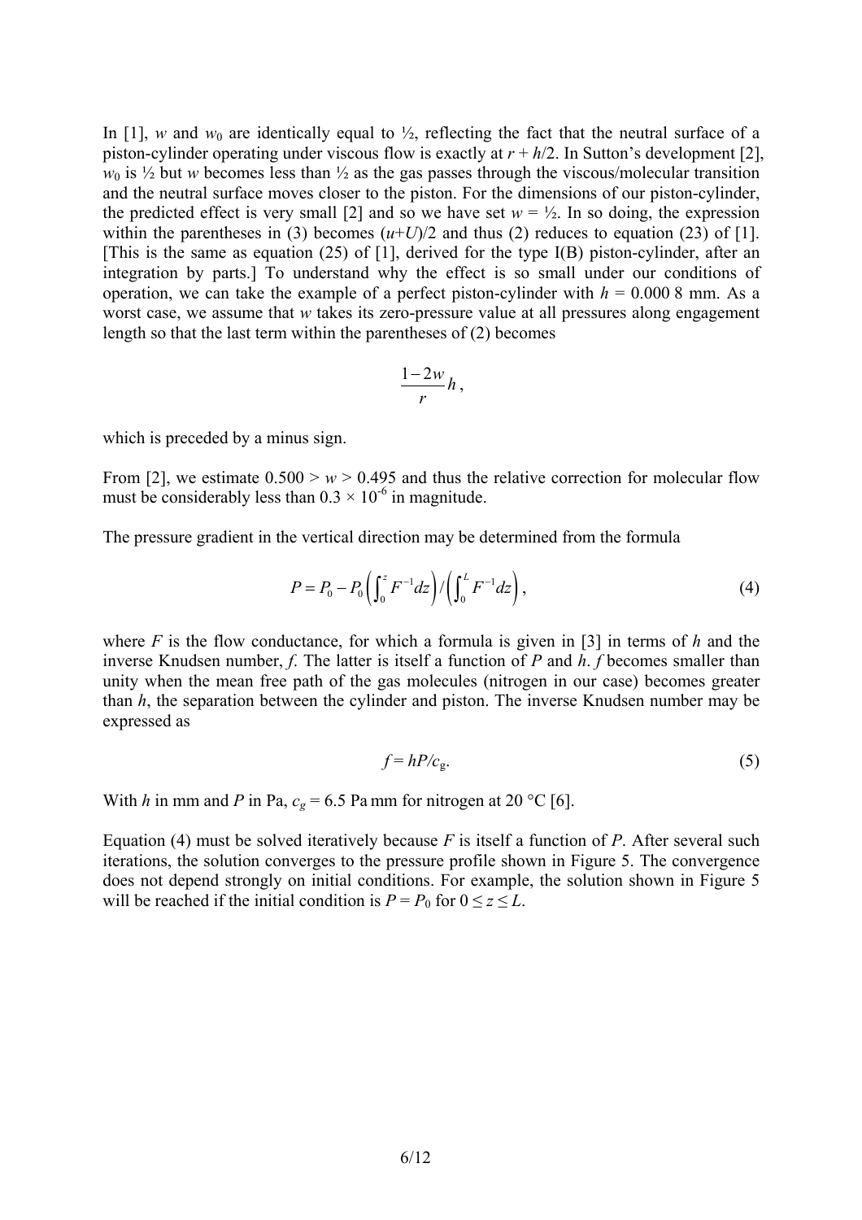In [1], $w$ and $w_0$ are identically equal to ½, reflecting the fact that the neutral surface of a piston-cylinder operating under viscous flow is exactly at $r + h/2$. In Sutton's development [2], $w_0$ is ½ but $w$ becomes less than ½ as the gas passes through the viscous/molecular transition and the neutral surface moves closer to the piston. For the dimensions of our piston-cylinder, the predicted effect is very small [2] and so we have set $w = ½$. In so doing, the expression within the parentheses in (3) becomes $(u+U)/2$ and thus (2) reduces to equation (23) of [1]. [This is the same as equation (25) of [1], derived for the type I(B) piston-cylinder, after an integration by parts.] To understand why the effect is so small under our conditions of operation, we can take the example of a perfect piston-cylinder with $h = 0.000\,8$ mm. As a worst case, we assume that $w$ takes its zero-pressure value at all pressures along engagement length so that the last term within the parentheses of (2) becomes

$$\frac{1-2w}{r}h,$$

which is preceded by a minus sign.

From [2], we estimate $0.500 > w > 0.495$ and thus the relative correction for molecular flow must be considerably less than $0.3 \times 10^{-6}$ in magnitude.

The pressure gradient in the vertical direction may be determined from the formula

$$P = P_0 - P_0\left(\int_0^z F^{-1}dz\right)/\left(\int_0^L F^{-1}dz\right), \tag{4}$$

where $F$ is the flow conductance, for which a formula is given in [3] in terms of $h$ and the inverse Knudsen number, $f$. The latter is itself a function of $P$ and $h$. $f$ becomes smaller than unity when the mean free path of the gas molecules (nitrogen in our case) becomes greater than $h$, the separation between the cylinder and piston. The inverse Knudsen number may be expressed as

$$f = hP/c_g. \tag{5}$$

With $h$ in mm and $P$ in Pa, $c_g = 6.5$ Pa mm for nitrogen at 20 °C [6].

Equation (4) must be solved iteratively because $F$ is itself a function of $P$. After several such iterations, the solution converges to the pressure profile shown in Figure 5. The convergence does not depend strongly on initial conditions. For example, the solution shown in Figure 5 will be reached if the initial condition is $P = P_0$ for $0 \le z \le L$.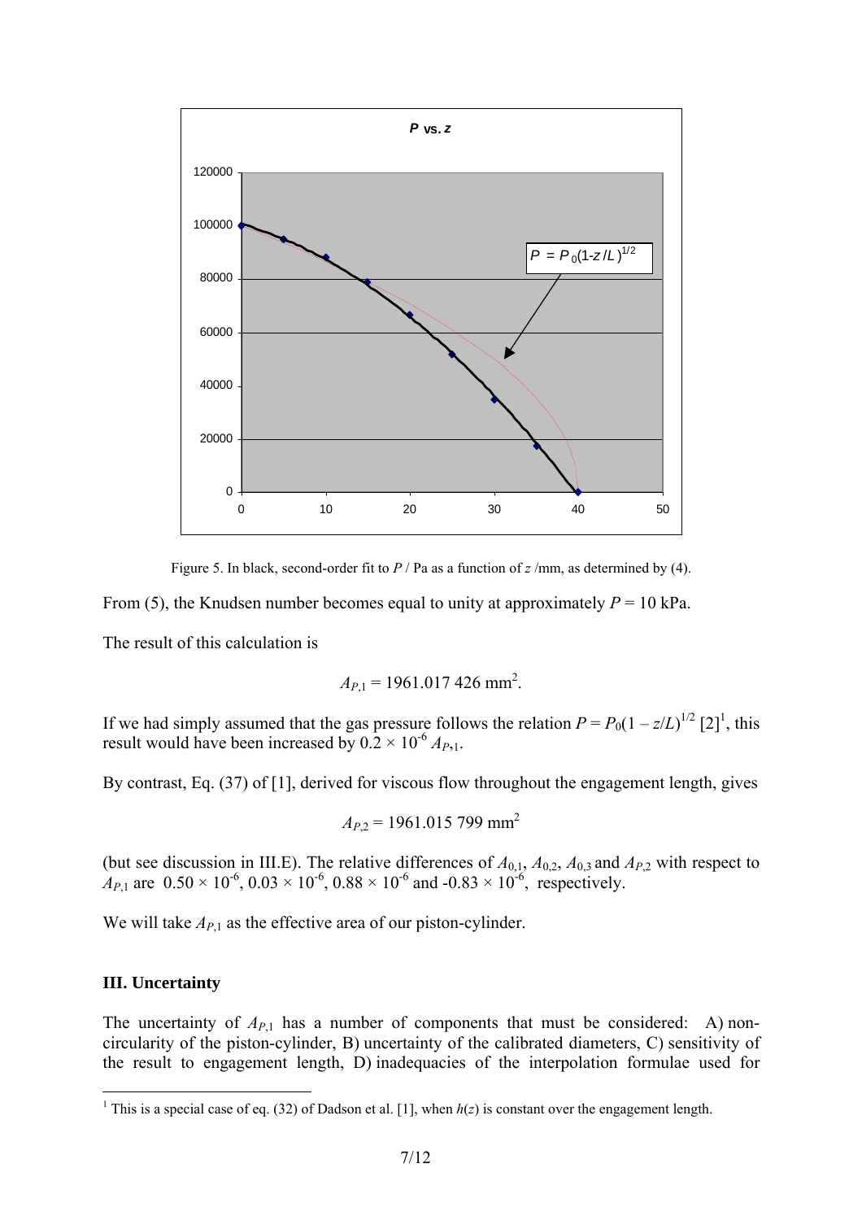Figure 5. In black, second-order fit to $P$ / Pa as a function of $z$ /mm, as determined by (4).

From (5), the Knudsen number becomes equal to unity at approximately $P = 10$ kPa.

The result of this calculation is

$$A_{P,1} = 1961.017\,426 \text{ mm}^2.$$

If we had simply assumed that the gas pressure follows the relation $P = P_0(1 - z/L)^{1/2}$ [2][1], this result would have been increased by $0.2 \times 10^{-6}\, A_{P,1}$.

By contrast, Eq. (37) of [1], derived for viscous flow throughout the engagement length, gives

$$A_{P,2} = 1961.015\,799 \text{ mm}^2$$

(but see discussion in III.E). The relative differences of $A_{0,1}$, $A_{0,2}$, $A_{0,3}$ and $A_{P,2}$ with respect to $A_{P,1}$ are $0.50 \times 10^{-6}$, $0.03 \times 10^{-6}$, $0.88 \times 10^{-6}$ and $-0.83 \times 10^{-6}$, respectively.

We will take $A_{P,1}$ as the effective area of our piston-cylinder.

## III. Uncertainty

The uncertainty of $A_{P,1}$ has a number of components that must be considered: A) non-circularity of the piston-cylinder, B) uncertainty of the calibrated diameters, C) sensitivity of the result to engagement length, D) inadequacies of the interpolation formulae used for

---

[1] This is a special case of eq. (32) of Dadson et al. [1], when $h(z)$ is constant over the engagement length.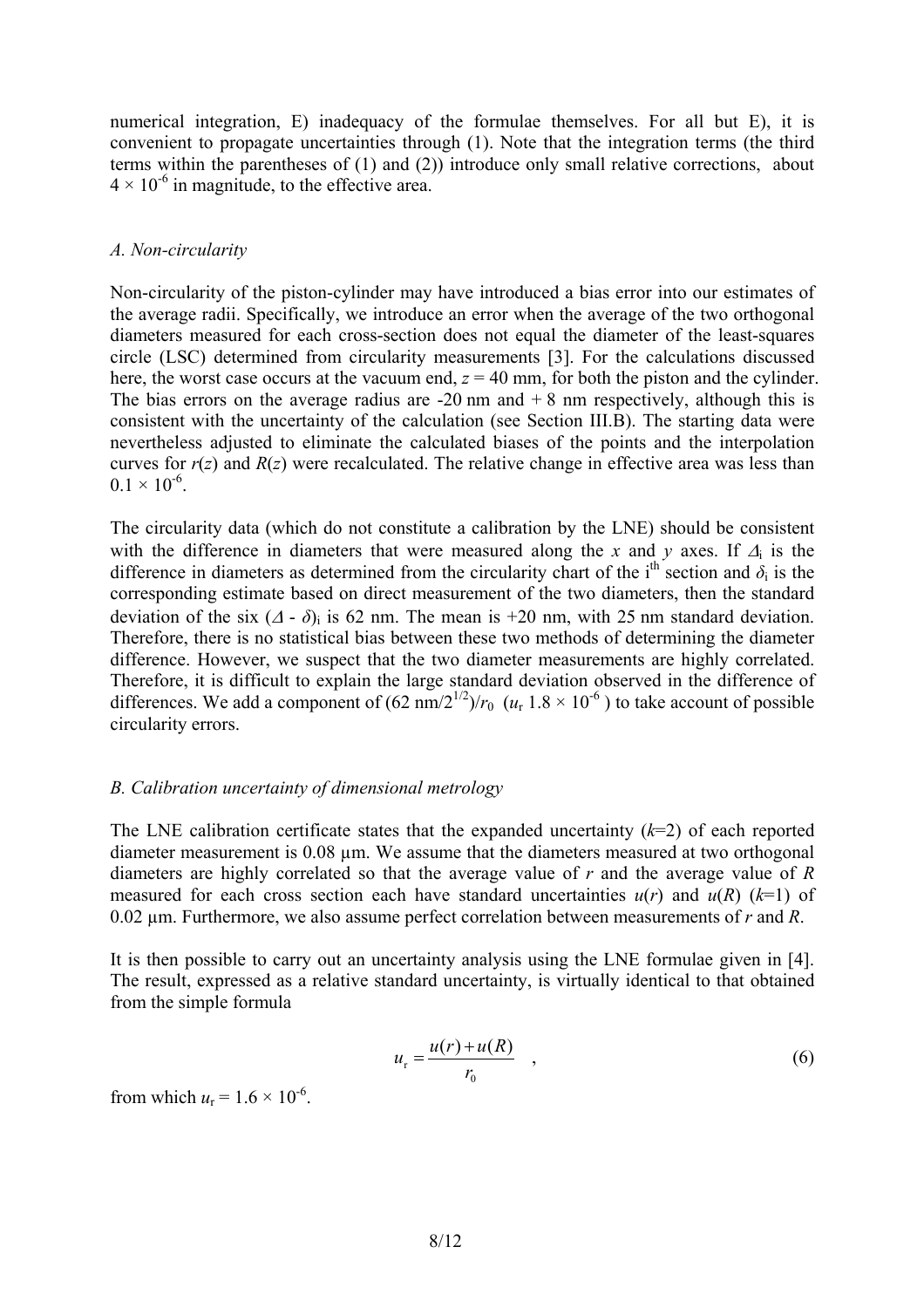numerical integration, E) inadequacy of the formulae themselves. For all but E), it is convenient to propagate uncertainties through (1). Note that the integration terms (the third terms within the parentheses of (1) and (2)) introduce only small relative corrections, about $4 \times 10^{-6}$ in magnitude, to the effective area.

### *A. Non-circularity*

Non-circularity of the piston-cylinder may have introduced a bias error into our estimates of the average radii. Specifically, we introduce an error when the average of the two orthogonal diameters measured for each cross-section does not equal the diameter of the least-squares circle (LSC) determined from circularity measurements [3]. For the calculations discussed here, the worst case occurs at the vacuum end, $z = 40$ mm, for both the piston and the cylinder. The bias errors on the average radius are -20 nm and + 8 nm respectively, although this is consistent with the uncertainty of the calculation (see Section III.B). The starting data were nevertheless adjusted to eliminate the calculated biases of the points and the interpolation curves for $r(z)$ and $R(z)$ were recalculated. The relative change in effective area was less than $0.1 \times 10^{-6}$.

The circularity data (which do not constitute a calibration by the LNE) should be consistent with the difference in diameters that were measured along the $x$ and $y$ axes. If $\Delta_i$ is the difference in diameters as determined from the circularity chart of the i$^{th}$ section and $\delta_i$ is the corresponding estimate based on direct measurement of the two diameters, then the standard deviation of the six $(\Delta - \delta)_i$ is 62 nm. The mean is +20 nm, with 25 nm standard deviation. Therefore, there is no statistical bias between these two methods of determining the diameter difference. However, we suspect that the two diameter measurements are highly correlated. Therefore, it is difficult to explain the large standard deviation observed in the difference of differences. We add a component of $(62 \text{ nm}/2^{1/2})/r_0$ ($u_r$ $1.8 \times 10^{-6}$) to take account of possible circularity errors.

### *B. Calibration uncertainty of dimensional metrology*

The LNE calibration certificate states that the expanded uncertainty ($k$=2) of each reported diameter measurement is 0.08 µm. We assume that the diameters measured at two orthogonal diameters are highly correlated so that the average value of $r$ and the average value of $R$ measured for each cross section each have standard uncertainties $u(r)$ and $u(R)$ ($k$=1) of 0.02 µm. Furthermore, we also assume perfect correlation between measurements of $r$ and $R$.

It is then possible to carry out an uncertainty analysis using the LNE formulae given in [4]. The result, expressed as a relative standard uncertainty, is virtually identical to that obtained from the simple formula

$$u_r = \frac{u(r) + u(R)}{r_0} \quad , \tag{6}$$

from which $u_r = 1.6 \times 10^{-6}$.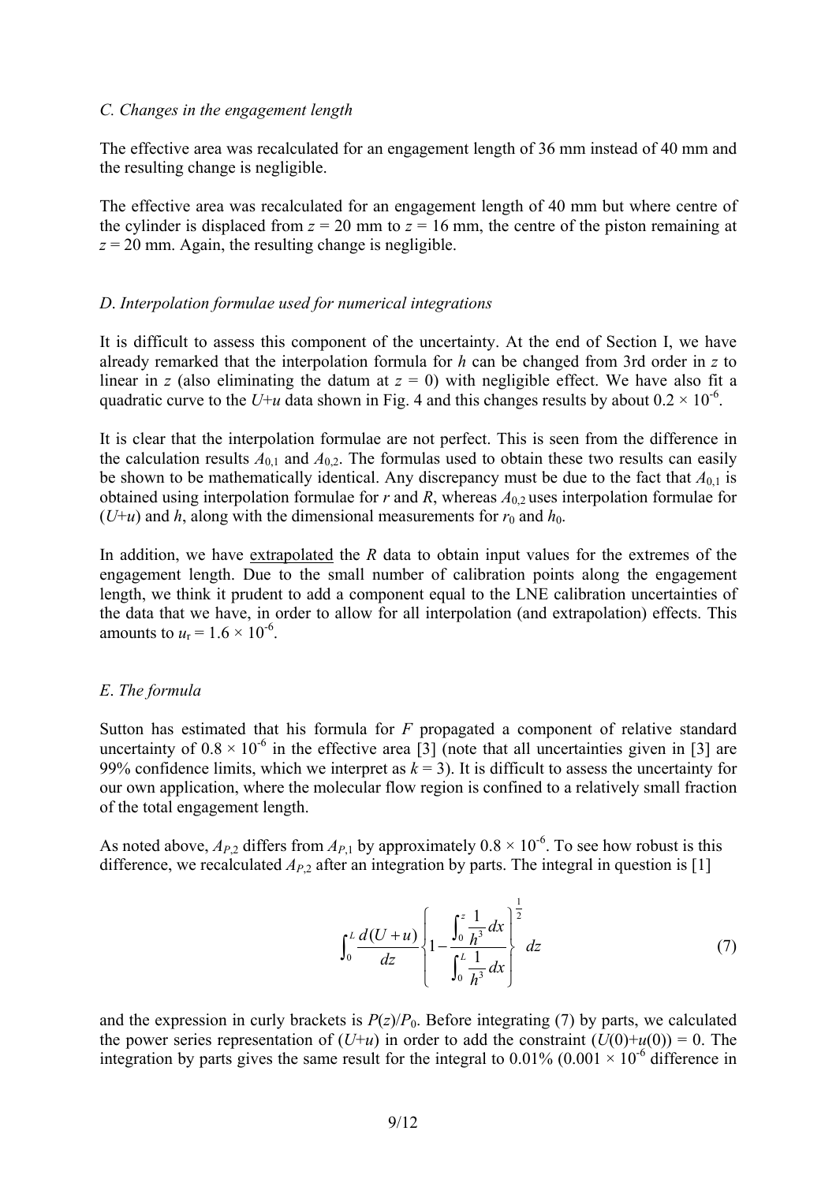### *C. Changes in the engagement length*

The effective area was recalculated for an engagement length of 36 mm instead of 40 mm and the resulting change is negligible.

The effective area was recalculated for an engagement length of 40 mm but where centre of the cylinder is displaced from $z = 20$ mm to $z = 16$ mm, the centre of the piston remaining at $z = 20$ mm. Again, the resulting change is negligible.

### *D. Interpolation formulae used for numerical integrations*

It is difficult to assess this component of the uncertainty. At the end of Section I, we have already remarked that the interpolation formula for $h$ can be changed from 3rd order in $z$ to linear in $z$ (also eliminating the datum at $z = 0$) with negligible effect. We have also fit a quadratic curve to the $U$+$u$ data shown in Fig. 4 and this changes results by about $0.2 \times 10^{-6}$.

It is clear that the interpolation formulae are not perfect. This is seen from the difference in the calculation results $A_{0,1}$ and $A_{0,2}$. The formulas used to obtain these two results can easily be shown to be mathematically identical. Any discrepancy must be due to the fact that $A_{0,1}$ is obtained using interpolation formulae for $r$ and $R$, whereas $A_{0,2}$ uses interpolation formulae for ($U$+$u$) and $h$, along with the dimensional measurements for $r_0$ and $h_0$.

In addition, we have <u>extrapolated</u> the $R$ data to obtain input values for the extremes of the engagement length. Due to the small number of calibration points along the engagement length, we think it prudent to add a component equal to the LNE calibration uncertainties of the data that we have, in order to allow for all interpolation (and extrapolation) effects. This amounts to $u_r = 1.6 \times 10^{-6}$.

### *E. The formula*

Sutton has estimated that his formula for $F$ propagated a component of relative standard uncertainty of $0.8 \times 10^{-6}$ in the effective area [3] (note that all uncertainties given in [3] are 99% confidence limits, which we interpret as $k = 3$). It is difficult to assess the uncertainty for our own application, where the molecular flow region is confined to a relatively small fraction of the total engagement length.

As noted above, $A_{P,2}$ differs from $A_{P,1}$ by approximately $0.8 \times 10^{-6}$. To see how robust is this difference, we recalculated $A_{P,2}$ after an integration by parts. The integral in question is [1]

$$\int_0^L \frac{d(U+u)}{dz}\left\{1-\frac{\int_0^z \frac{1}{h^3}dx}{\int_0^L \frac{1}{h^3}dx}\right\}^{\frac{1}{2}} dz \tag{7}$$

and the expression in curly brackets is $P(z)/P_0$. Before integrating (7) by parts, we calculated the power series representation of ($U$+$u$) in order to add the constraint $(U(0)+u(0)) = 0$. The integration by parts gives the same result for the integral to 0.01% ($0.001 \times 10^{-6}$ difference in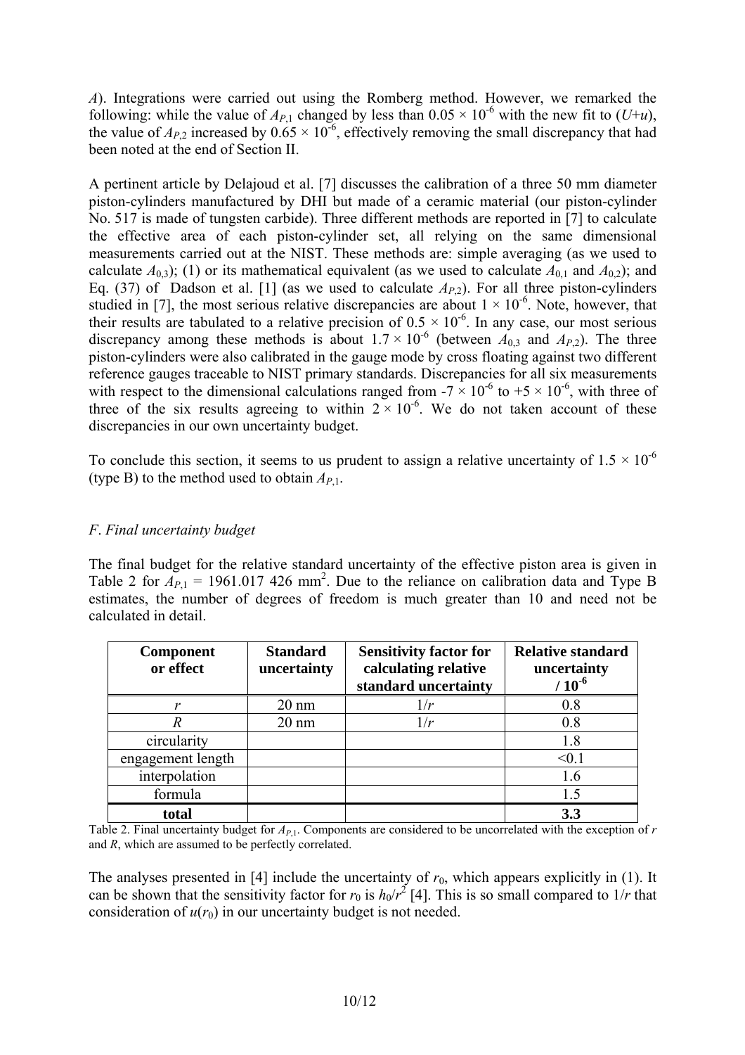*A*). Integrations were carried out using the Romberg method. However, we remarked the following: while the value of $A_{P,1}$ changed by less than $0.05 \times 10^{-6}$ with the new fit to ($U$+$u$), the value of $A_{P,2}$ increased by $0.65 \times 10^{-6}$, effectively removing the small discrepancy that had been noted at the end of Section II.

A pertinent article by Delajoud et al. [7] discusses the calibration of a three 50 mm diameter piston-cylinders manufactured by DHI but made of a ceramic material (our piston-cylinder No. 517 is made of tungsten carbide). Three different methods are reported in [7] to calculate the effective area of each piston-cylinder set, all relying on the same dimensional measurements carried out at the NIST. These methods are: simple averaging (as we used to calculate $A_{0,3}$); (1) or its mathematical equivalent (as we used to calculate $A_{0,1}$ and $A_{0,2}$); and Eq. (37) of Dadson et al. [1] (as we used to calculate $A_{P,2}$). For all three piston-cylinders studied in [7], the most serious relative discrepancies are about $1 \times 10^{-6}$. Note, however, that their results are tabulated to a relative precision of $0.5 \times 10^{-6}$. In any case, our most serious discrepancy among these methods is about $1.7 \times 10^{-6}$ (between $A_{0,3}$ and $A_{P,2}$). The three piston-cylinders were also calibrated in the gauge mode by cross floating against two different reference gauges traceable to NIST primary standards. Discrepancies for all six measurements with respect to the dimensional calculations ranged from $-7 \times 10^{-6}$ to $+5 \times 10^{-6}$, with three of three of the six results agreeing to within $2 \times 10^{-6}$. We do not taken account of these discrepancies in our own uncertainty budget.

To conclude this section, it seems to us prudent to assign a relative uncertainty of $1.5 \times 10^{-6}$ (type B) to the method used to obtain $A_{P,1}$.

### *F. Final uncertainty budget*

The final budget for the relative standard uncertainty of the effective piston area is given in Table 2 for $A_{P,1}$ = 1961.017 426 mm$^2$. Due to the reliance on calibration data and Type B estimates, the number of degrees of freedom is much greater than 10 and need not be calculated in detail.

| Component or effect | Standard uncertainty | Sensitivity factor for calculating relative standard uncertainty | Relative standard uncertainty / $10^{-6}$ |
|---|---|---|---|
| $r$ | 20 nm | $1/r$ | 0.8 |
| $R$ | 20 nm | $1/r$ | 0.8 |
| circularity | | | 1.8 |
| engagement length | | | <0.1 |
| interpolation | | | 1.6 |
| formula | | | 1.5 |
| **total** | | | **3.3** |

Table 2. Final uncertainty budget for $A_{P,1}$. Components are considered to be uncorrelated with the exception of $r$ and $R$, which are assumed to be perfectly correlated.

The analyses presented in [4] include the uncertainty of $r_0$, which appears explicitly in (1). It can be shown that the sensitivity factor for $r_0$ is $h_0/r^2$ [4]. This is so small compared to $1/r$ that consideration of $u(r_0)$ in our uncertainty budget is not needed.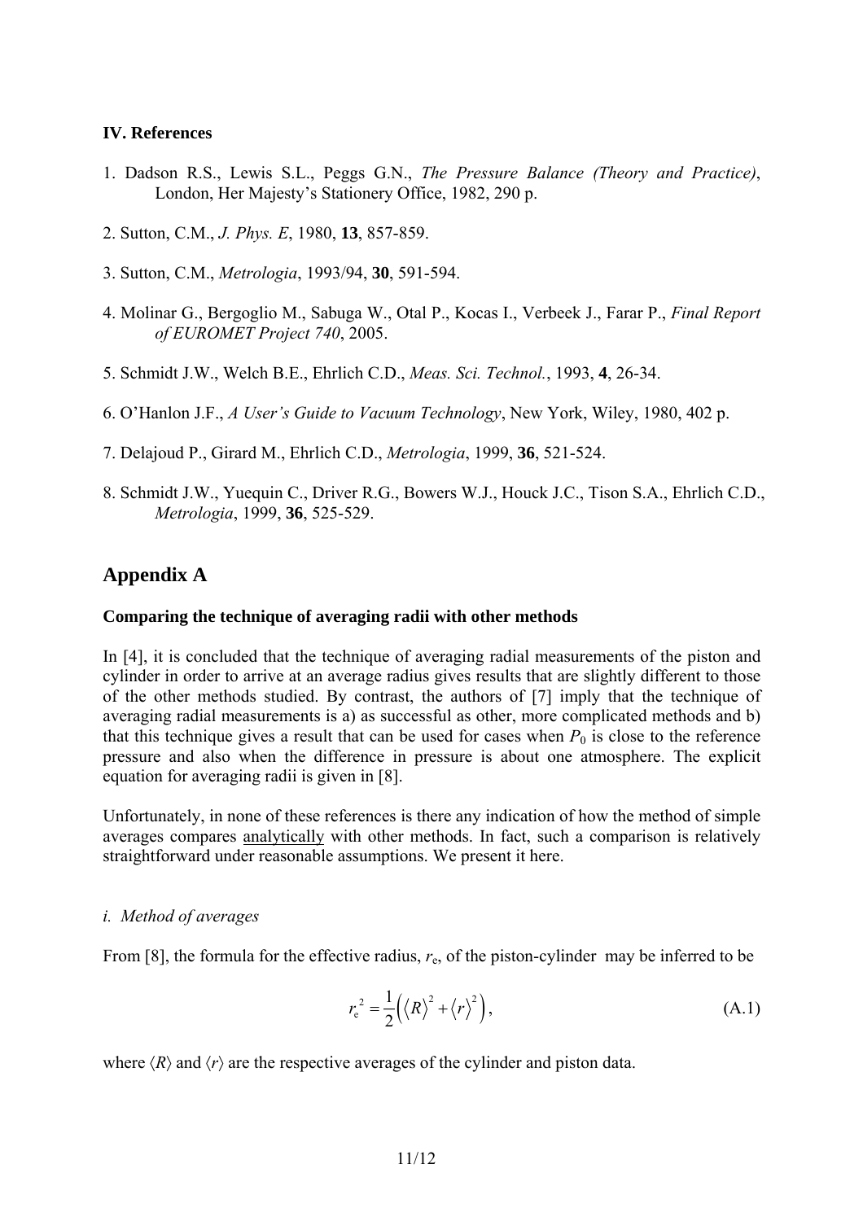### IV. References

1. Dadson R.S., Lewis S.L., Peggs G.N., *The Pressure Balance (Theory and Practice)*, London, Her Majesty's Stationery Office, 1982, 290 p.

2. Sutton, C.M., *J. Phys. E*, 1980, **13**, 857-859.

3. Sutton, C.M., *Metrologia*, 1993/94, **30**, 591-594.

4. Molinar G., Bergoglio M., Sabuga W., Otal P., Kocas I., Verbeek J., Farar P., *Final Report of EUROMET Project 740*, 2005.

5. Schmidt J.W., Welch B.E., Ehrlich C.D., *Meas. Sci. Technol.*, 1993, **4**, 26-34.

6. O'Hanlon J.F., *A User's Guide to Vacuum Technology*, New York, Wiley, 1980, 402 p.

7. Delajoud P., Girard M., Ehrlich C.D., *Metrologia*, 1999, **36**, 521-524.

8. Schmidt J.W., Yuequin C., Driver R.G., Bowers W.J., Houck J.C., Tison S.A., Ehrlich C.D., *Metrologia*, 1999, **36**, 525-529.

## Appendix A

### Comparing the technique of averaging radii with other methods

In [4], it is concluded that the technique of averaging radial measurements of the piston and cylinder in order to arrive at an average radius gives results that are slightly different to those of the other methods studied. By contrast, the authors of [7] imply that the technique of averaging radial measurements is a) as successful as other, more complicated methods and b) that this technique gives a result that can be used for cases when $P_0$ is close to the reference pressure and also when the difference in pressure is about one atmosphere. The explicit equation for averaging radii is given in [8].

Unfortunately, in none of these references is there any indication of how the method of simple averages compares analytically with other methods. In fact, such a comparison is relatively straightforward under reasonable assumptions. We present it here.

*i. Method of averages*

From [8], the formula for the effective radius, $r_e$, of the piston-cylinder may be inferred to be

$$r_e^{\,2} = \frac{1}{2}\left(\langle R\rangle^2 + \langle r\rangle^2\right), \tag{A.1}$$

where $\langle R\rangle$ and $\langle r\rangle$ are the respective averages of the cylinder and piston data.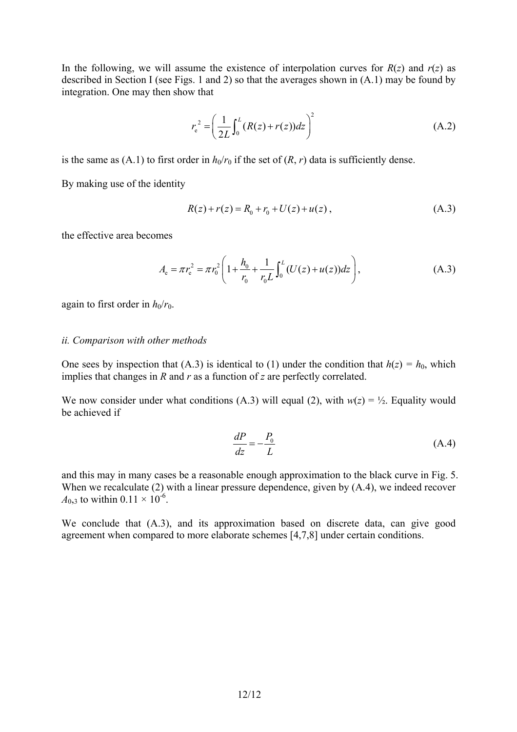In the following, we will assume the existence of interpolation curves for $R(z)$ and $r(z)$ as described in Section I (see Figs. 1 and 2) so that the averages shown in (A.1) may be found by integration. One may then show that

$$r_{\mathrm{e}}^{\,2} = \left( \frac{1}{2L} \int_0^L (R(z) + r(z)) dz \right)^2 \tag{A.2}$$

is the same as (A.1) to first order in $h_0/r_0$ if the set of $(R, r)$ data is sufficiently dense.

By making use of the identity

$$R(z) + r(z) = R_0 + r_0 + U(z) + u(z)\,, \tag{A.3}$$

the effective area becomes

$$A_{\mathrm{e}} = \pi r_{\mathrm{e}}^2 = \pi r_0^2 \left( 1 + \frac{h_0}{r_0} + \frac{1}{r_0 L} \int_0^L (U(z) + u(z)) dz \right), \tag{A.3}$$

again to first order in $h_0/r_0$.

### *ii. Comparison with other methods*

One sees by inspection that (A.3) is identical to (1) under the condition that $h(z) = h_0$, which implies that changes in $R$ and $r$ as a function of $z$ are perfectly correlated.

We now consider under what conditions (A.3) will equal (2), with $w(z) = ½$. Equality would be achieved if

$$\frac{dP}{dz} = -\frac{P_0}{L} \tag{A.4}$$

and this may in many cases be a reasonable enough approximation to the black curve in Fig. 5. When we recalculate (2) with a linear pressure dependence, given by (A.4), we indeed recover $A_{0,3}$ to within $0.11 \times 10^{-6}$.

We conclude that (A.3), and its approximation based on discrete data, can give good agreement when compared to more elaborate schemes [4,7,8] under certain conditions.